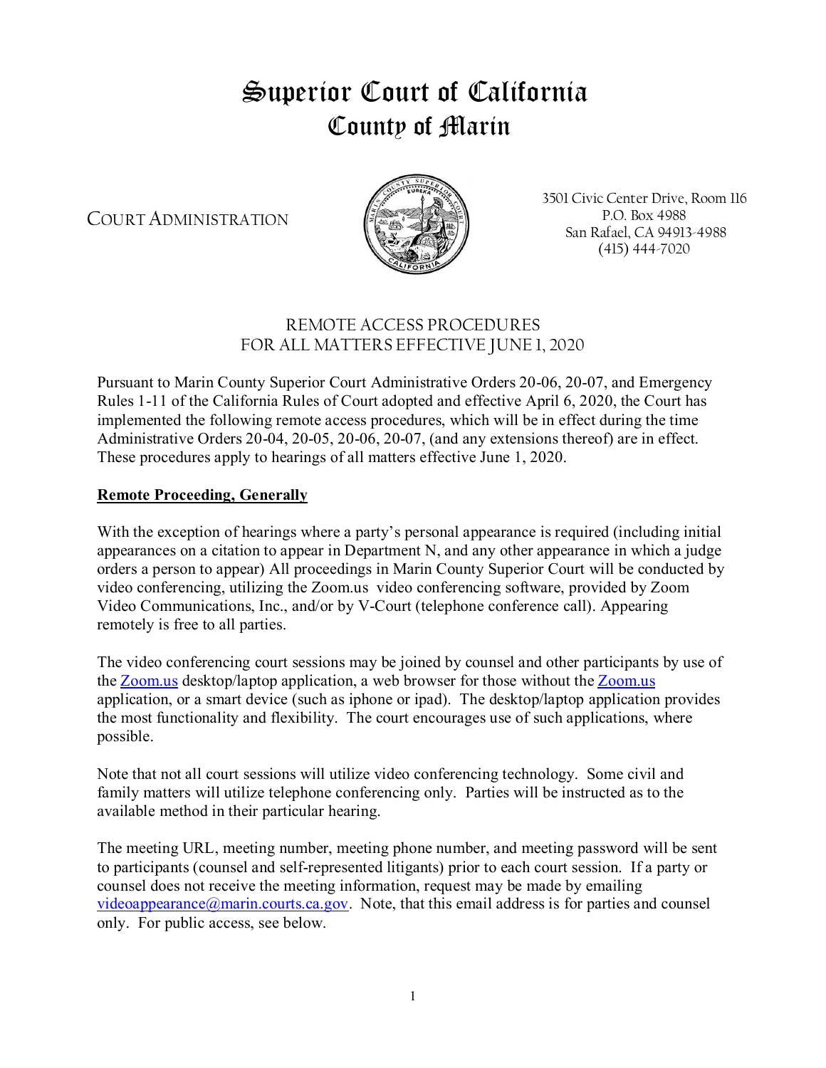# Superior Court of California
# County of Marin

COURT ADMINISTRATION

3501 Civic Center Drive, Room 116
P.O. Box 4988
San Rafael, CA 94913-4988
(415) 444-7020

## REMOTE ACCESS PROCEDURES
## FOR ALL MATTERS EFFECTIVE JUNE 1, 2020

Pursuant to Marin County Superior Court Administrative Orders 20-06, 20-07, and Emergency Rules 1-11 of the California Rules of Court adopted and effective April 6, 2020, the Court has implemented the following remote access procedures, which will be in effect during the time Administrative Orders 20-04, 20-05, 20-06, 20-07, (and any extensions thereof) are in effect. These procedures apply to hearings of all matters effective June 1, 2020.

**Remote Proceeding, Generally**

With the exception of hearings where a party's personal appearance is required (including initial appearances on a citation to appear in Department N, and any other appearance in which a judge orders a person to appear) All proceedings in Marin County Superior Court will be conducted by video conferencing, utilizing the Zoom.us video conferencing software, provided by Zoom Video Communications, Inc., and/or by V-Court (telephone conference call). Appearing remotely is free to all parties.

The video conferencing court sessions may be joined by counsel and other participants by use of the Zoom.us desktop/laptop application, a web browser for those without the Zoom.us application, or a smart device (such as iphone or ipad). The desktop/laptop application provides the most functionality and flexibility. The court encourages use of such applications, where possible.

Note that not all court sessions will utilize video conferencing technology. Some civil and family matters will utilize telephone conferencing only. Parties will be instructed as to the available method in their particular hearing.

The meeting URL, meeting number, meeting phone number, and meeting password will be sent to participants (counsel and self-represented litigants) prior to each court session. If a party or counsel does not receive the meeting information, request may be made by emailing videoappearance@marin.courts.ca.gov. Note, that this email address is for parties and counsel only. For public access, see below.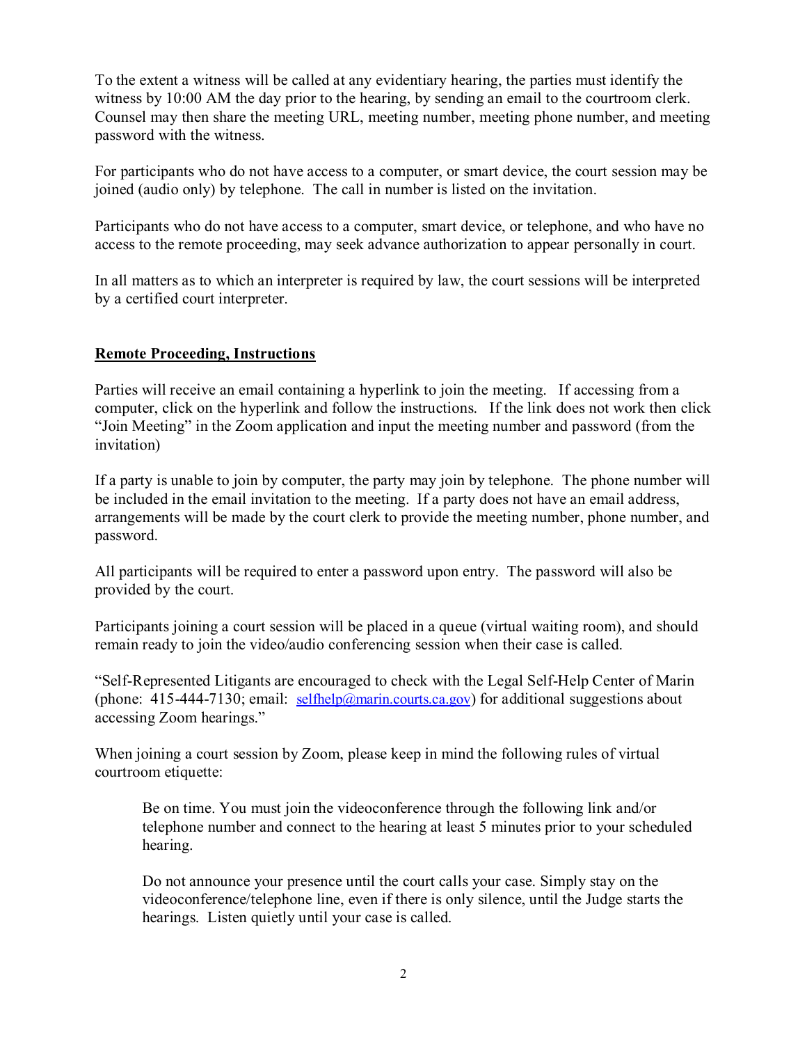To the extent a witness will be called at any evidentiary hearing, the parties must identify the witness by 10:00 AM the day prior to the hearing, by sending an email to the courtroom clerk. Counsel may then share the meeting URL, meeting number, meeting phone number, and meeting password with the witness.

For participants who do not have access to a computer, or smart device, the court session may be joined (audio only) by telephone. The call in number is listed on the invitation.

Participants who do not have access to a computer, smart device, or telephone, and who have no access to the remote proceeding, may seek advance authorization to appear personally in court.

In all matters as to which an interpreter is required by law, the court sessions will be interpreted by a certified court interpreter.

**Remote Proceeding, Instructions**

Parties will receive an email containing a hyperlink to join the meeting. If accessing from a computer, click on the hyperlink and follow the instructions. If the link does not work then click "Join Meeting" in the Zoom application and input the meeting number and password (from the invitation)

If a party is unable to join by computer, the party may join by telephone. The phone number will be included in the email invitation to the meeting. If a party does not have an email address, arrangements will be made by the court clerk to provide the meeting number, phone number, and password.

All participants will be required to enter a password upon entry. The password will also be provided by the court.

Participants joining a court session will be placed in a queue (virtual waiting room), and should remain ready to join the video/audio conferencing session when their case is called.

"Self-Represented Litigants are encouraged to check with the Legal Self-Help Center of Marin (phone: 415-444-7130; email: selfhelp@marin.courts.ca.gov) for additional suggestions about accessing Zoom hearings."

When joining a court session by Zoom, please keep in mind the following rules of virtual courtroom etiquette:

> Be on time. You must join the videoconference through the following link and/or telephone number and connect to the hearing at least 5 minutes prior to your scheduled hearing.
>
> Do not announce your presence until the court calls your case. Simply stay on the videoconference/telephone line, even if there is only silence, until the Judge starts the hearings. Listen quietly until your case is called.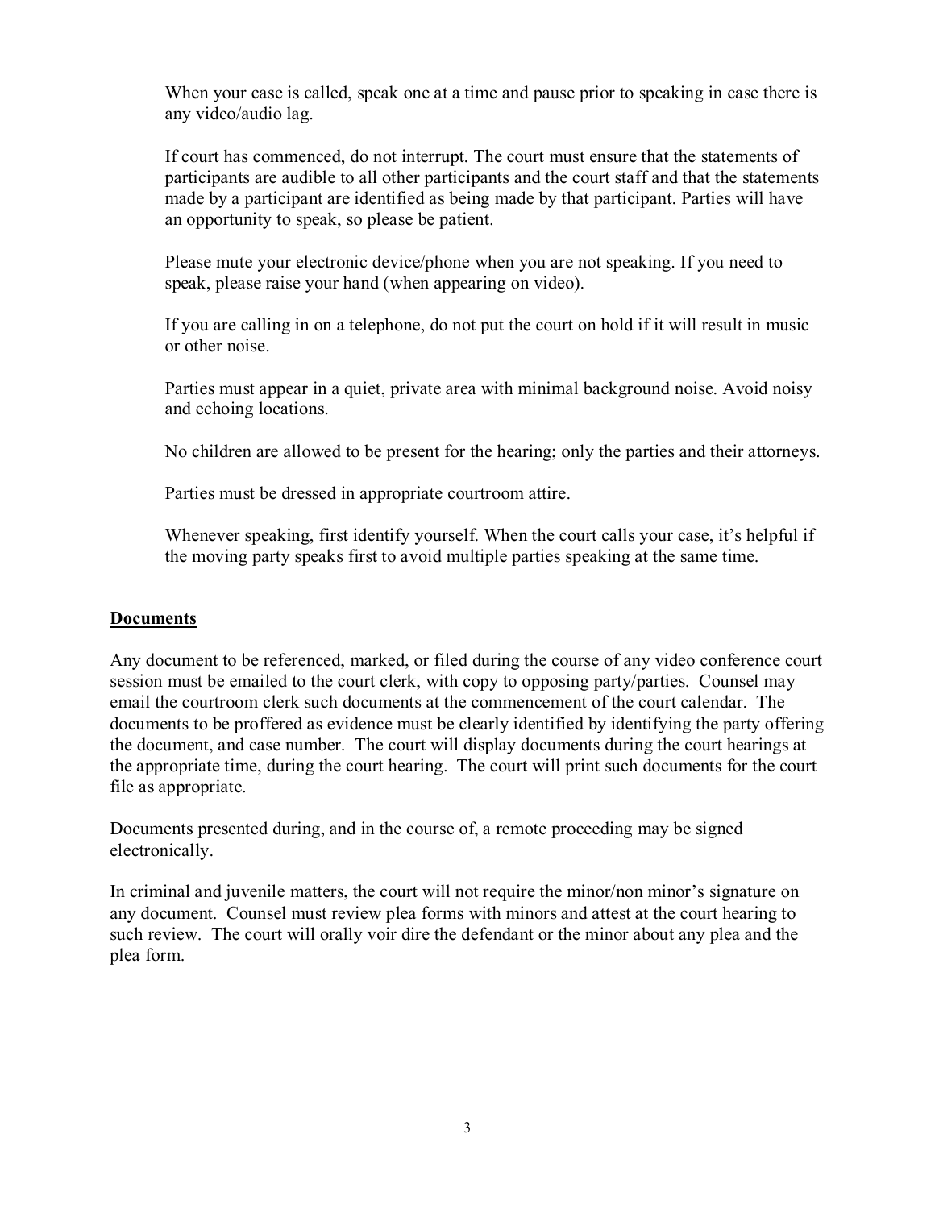When your case is called, speak one at a time and pause prior to speaking in case there is any video/audio lag.

If court has commenced, do not interrupt. The court must ensure that the statements of participants are audible to all other participants and the court staff and that the statements made by a participant are identified as being made by that participant. Parties will have an opportunity to speak, so please be patient.

Please mute your electronic device/phone when you are not speaking. If you need to speak, please raise your hand (when appearing on video).

If you are calling in on a telephone, do not put the court on hold if it will result in music or other noise.

Parties must appear in a quiet, private area with minimal background noise. Avoid noisy and echoing locations.

No children are allowed to be present for the hearing; only the parties and their attorneys.

Parties must be dressed in appropriate courtroom attire.

Whenever speaking, first identify yourself. When the court calls your case, it's helpful if the moving party speaks first to avoid multiple parties speaking at the same time.

## Documents

Any document to be referenced, marked, or filed during the course of any video conference court session must be emailed to the court clerk, with copy to opposing party/parties. Counsel may email the courtroom clerk such documents at the commencement of the court calendar. The documents to be proffered as evidence must be clearly identified by identifying the party offering the document, and case number. The court will display documents during the court hearings at the appropriate time, during the court hearing. The court will print such documents for the court file as appropriate.

Documents presented during, and in the course of, a remote proceeding may be signed electronically.

In criminal and juvenile matters, the court will not require the minor/non minor's signature on any document. Counsel must review plea forms with minors and attest at the court hearing to such review. The court will orally voir dire the defendant or the minor about any plea and the plea form.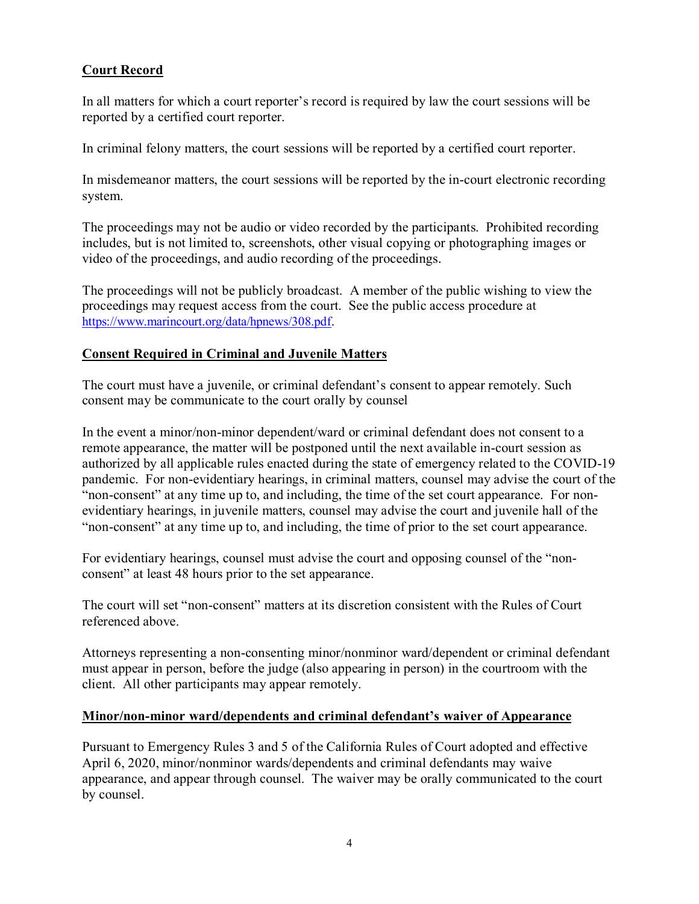**Court Record**

In all matters for which a court reporter's record is required by law the court sessions will be reported by a certified court reporter.

In criminal felony matters, the court sessions will be reported by a certified court reporter.

In misdemeanor matters, the court sessions will be reported by the in-court electronic recording system.

The proceedings may not be audio or video recorded by the participants. Prohibited recording includes, but is not limited to, screenshots, other visual copying or photographing images or video of the proceedings, and audio recording of the proceedings.

The proceedings will not be publicly broadcast. A member of the public wishing to view the proceedings may request access from the court. See the public access procedure at https://www.marincourt.org/data/hpnews/308.pdf.

**Consent Required in Criminal and Juvenile Matters**

The court must have a juvenile, or criminal defendant's consent to appear remotely. Such consent may be communicate to the court orally by counsel

In the event a minor/non-minor dependent/ward or criminal defendant does not consent to a remote appearance, the matter will be postponed until the next available in-court session as authorized by all applicable rules enacted during the state of emergency related to the COVID-19 pandemic. For non-evidentiary hearings, in criminal matters, counsel may advise the court of the "non-consent" at any time up to, and including, the time of the set court appearance. For non-evidentiary hearings, in juvenile matters, counsel may advise the court and juvenile hall of the "non-consent" at any time up to, and including, the time of prior to the set court appearance.

For evidentiary hearings, counsel must advise the court and opposing counsel of the "non-consent" at least 48 hours prior to the set appearance.

The court will set "non-consent" matters at its discretion consistent with the Rules of Court referenced above.

Attorneys representing a non-consenting minor/nonminor ward/dependent or criminal defendant must appear in person, before the judge (also appearing in person) in the courtroom with the client. All other participants may appear remotely.

**Minor/non-minor ward/dependents and criminal defendant's waiver of Appearance**

Pursuant to Emergency Rules 3 and 5 of the California Rules of Court adopted and effective April 6, 2020, minor/nonminor wards/dependents and criminal defendants may waive appearance, and appear through counsel. The waiver may be orally communicated to the court by counsel.